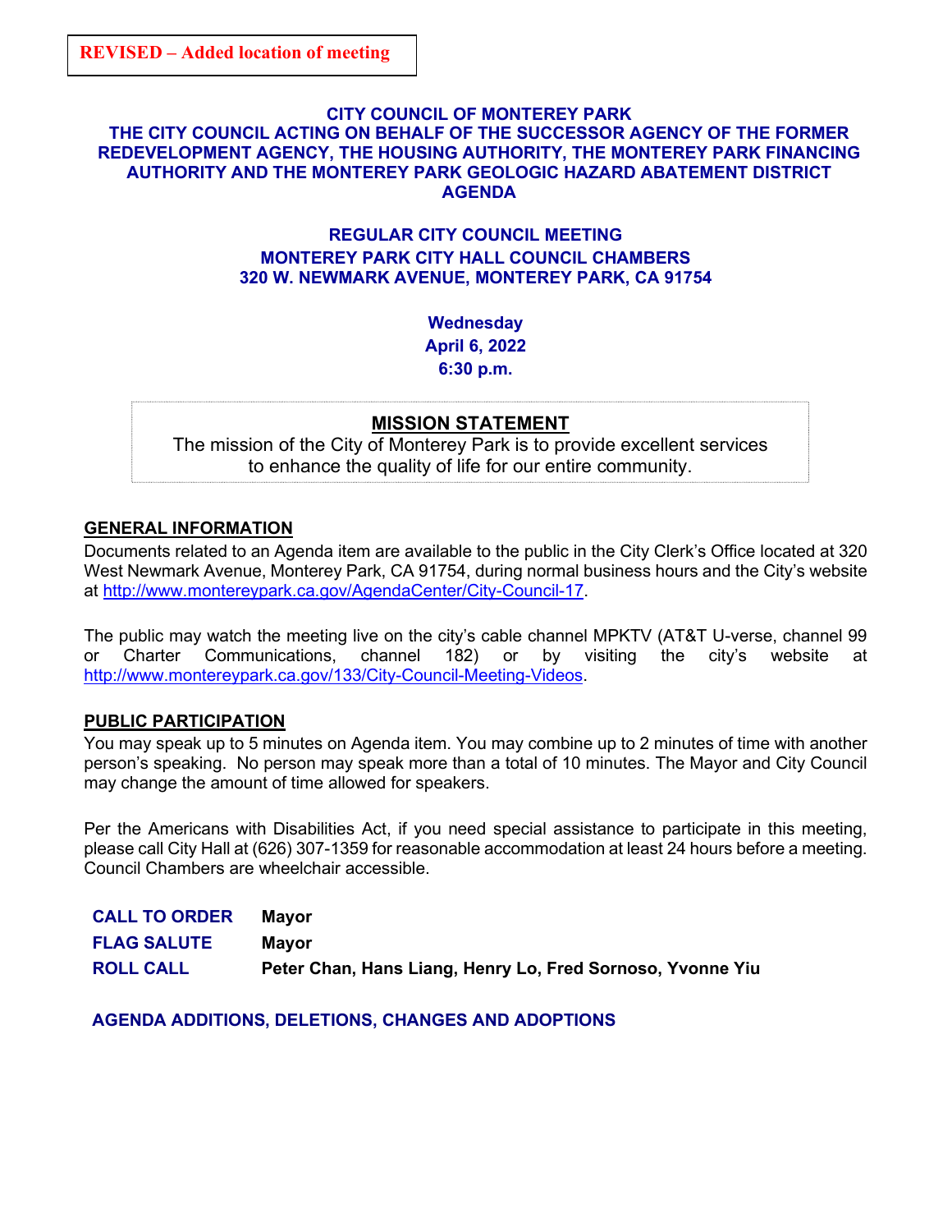**REVISED – Added location of meeting**

# CITY COUNCIL OF MONTEREY PARK
# THE CITY COUNCIL ACTING ON BEHALF OF THE SUCCESSOR AGENCY OF THE FORMER REDEVELOPMENT AGENCY, THE HOUSING AUTHORITY, THE MONTEREY PARK FINANCING AUTHORITY AND THE MONTEREY PARK GEOLOGIC HAZARD ABATEMENT DISTRICT AGENDA

## REGULAR CITY COUNCIL MEETING
## MONTEREY PARK CITY HALL COUNCIL CHAMBERS
## 320 W. NEWMARK AVENUE, MONTEREY PARK, CA 91754

**Wednesday**
**April 6, 2022**
**6:30 p.m.**

**MISSION STATEMENT**

The mission of the City of Monterey Park is to provide excellent services to enhance the quality of life for our entire community.

## GENERAL INFORMATION

Documents related to an Agenda item are available to the public in the City Clerk's Office located at 320 West Newmark Avenue, Monterey Park, CA 91754, during normal business hours and the City's website at http://www.montereypark.ca.gov/AgendaCenter/City-Council-17.

The public may watch the meeting live on the city's cable channel MPKTV (AT&T U-verse, channel 99 or Charter Communications, channel 182) or by visiting the city's website at http://www.montereypark.ca.gov/133/City-Council-Meeting-Videos.

## PUBLIC PARTICIPATION

You may speak up to 5 minutes on Agenda item. You may combine up to 2 minutes of time with another person's speaking. No person may speak more than a total of 10 minutes. The Mayor and City Council may change the amount of time allowed for speakers.

Per the Americans with Disabilities Act, if you need special assistance to participate in this meeting, please call City Hall at (626) 307-1359 for reasonable accommodation at least 24 hours before a meeting. Council Chambers are wheelchair accessible.

**CALL TO ORDER** **Mayor**

**FLAG SALUTE** **Mayor**

**ROLL CALL** **Peter Chan, Hans Liang, Henry Lo, Fred Sornoso, Yvonne Yiu**

## AGENDA ADDITIONS, DELETIONS, CHANGES AND ADOPTIONS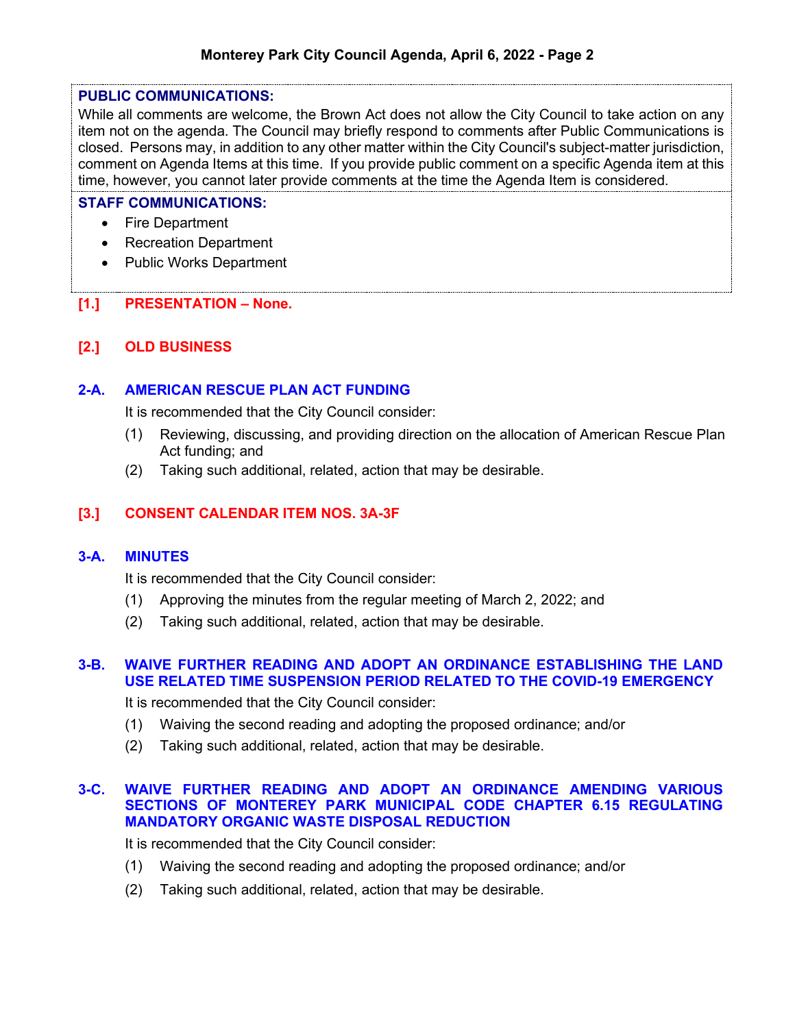**PUBLIC COMMUNICATIONS:**

While all comments are welcome, the Brown Act does not allow the City Council to take action on any item not on the agenda. The Council may briefly respond to comments after Public Communications is closed. Persons may, in addition to any other matter within the City Council's subject-matter jurisdiction, comment on Agenda Items at this time. If you provide public comment on a specific Agenda item at this time, however, you cannot later provide comments at the time the Agenda Item is considered.

**STAFF COMMUNICATIONS:**

- Fire Department
- Recreation Department
- Public Works Department

## [1.] PRESENTATION – None.

## [2.] OLD BUSINESS

### 2-A. AMERICAN RESCUE PLAN ACT FUNDING

It is recommended that the City Council consider:

(1) Reviewing, discussing, and providing direction on the allocation of American Rescue Plan Act funding; and

(2) Taking such additional, related, action that may be desirable.

## [3.] CONSENT CALENDAR ITEM NOS. 3A-3F

### 3-A. MINUTES

It is recommended that the City Council consider:

(1) Approving the minutes from the regular meeting of March 2, 2022; and

(2) Taking such additional, related, action that may be desirable.

### 3-B. WAIVE FURTHER READING AND ADOPT AN ORDINANCE ESTABLISHING THE LAND USE RELATED TIME SUSPENSION PERIOD RELATED TO THE COVID-19 EMERGENCY

It is recommended that the City Council consider:

(1) Waiving the second reading and adopting the proposed ordinance; and/or

(2) Taking such additional, related, action that may be desirable.

### 3-C. WAIVE FURTHER READING AND ADOPT AN ORDINANCE AMENDING VARIOUS SECTIONS OF MONTEREY PARK MUNICIPAL CODE CHAPTER 6.15 REGULATING MANDATORY ORGANIC WASTE DISPOSAL REDUCTION

It is recommended that the City Council consider:

(1) Waiving the second reading and adopting the proposed ordinance; and/or

(2) Taking such additional, related, action that may be desirable.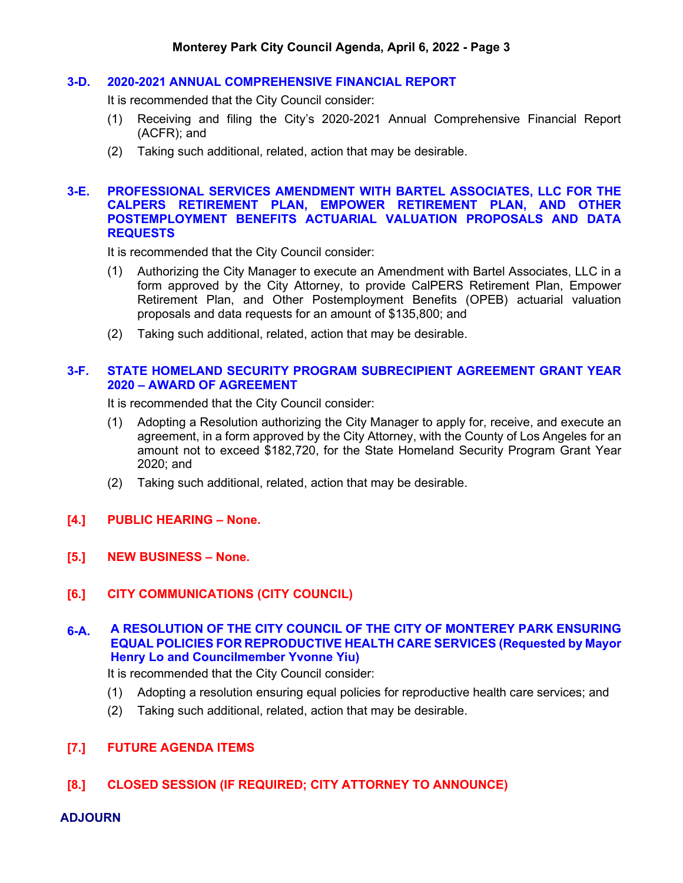### 3-D. 2020-2021 ANNUAL COMPREHENSIVE FINANCIAL REPORT

It is recommended that the City Council consider:

(1) Receiving and filing the City's 2020-2021 Annual Comprehensive Financial Report (ACFR); and

(2) Taking such additional, related, action that may be desirable.

### 3-E. PROFESSIONAL SERVICES AMENDMENT WITH BARTEL ASSOCIATES, LLC FOR THE CALPERS RETIREMENT PLAN, EMPOWER RETIREMENT PLAN, AND OTHER POSTEMPLOYMENT BENEFITS ACTUARIAL VALUATION PROPOSALS AND DATA REQUESTS

It is recommended that the City Council consider:

(1) Authorizing the City Manager to execute an Amendment with Bartel Associates, LLC in a form approved by the City Attorney, to provide CalPERS Retirement Plan, Empower Retirement Plan, and Other Postemployment Benefits (OPEB) actuarial valuation proposals and data requests for an amount of $135,800; and

(2) Taking such additional, related, action that may be desirable.

### 3-F. STATE HOMELAND SECURITY PROGRAM SUBRECIPIENT AGREEMENT GRANT YEAR 2020 – AWARD OF AGREEMENT

It is recommended that the City Council consider:

(1) Adopting a Resolution authorizing the City Manager to apply for, receive, and execute an agreement, in a form approved by the City Attorney, with the County of Los Angeles for an amount not to exceed $182,720, for the State Homeland Security Program Grant Year 2020; and

(2) Taking such additional, related, action that may be desirable.

## [4.] PUBLIC HEARING – None.

## [5.] NEW BUSINESS – None.

## [6.] CITY COMMUNICATIONS (CITY COUNCIL)

### 6-A. A RESOLUTION OF THE CITY COUNCIL OF THE CITY OF MONTEREY PARK ENSURING EQUAL POLICIES FOR REPRODUCTIVE HEALTH CARE SERVICES (Requested by Mayor Henry Lo and Councilmember Yvonne Yiu)

It is recommended that the City Council consider:

(1) Adopting a resolution ensuring equal policies for reproductive health care services; and

(2) Taking such additional, related, action that may be desirable.

## [7.] FUTURE AGENDA ITEMS

## [8.] CLOSED SESSION (IF REQUIRED; CITY ATTORNEY TO ANNOUNCE)

## ADJOURN